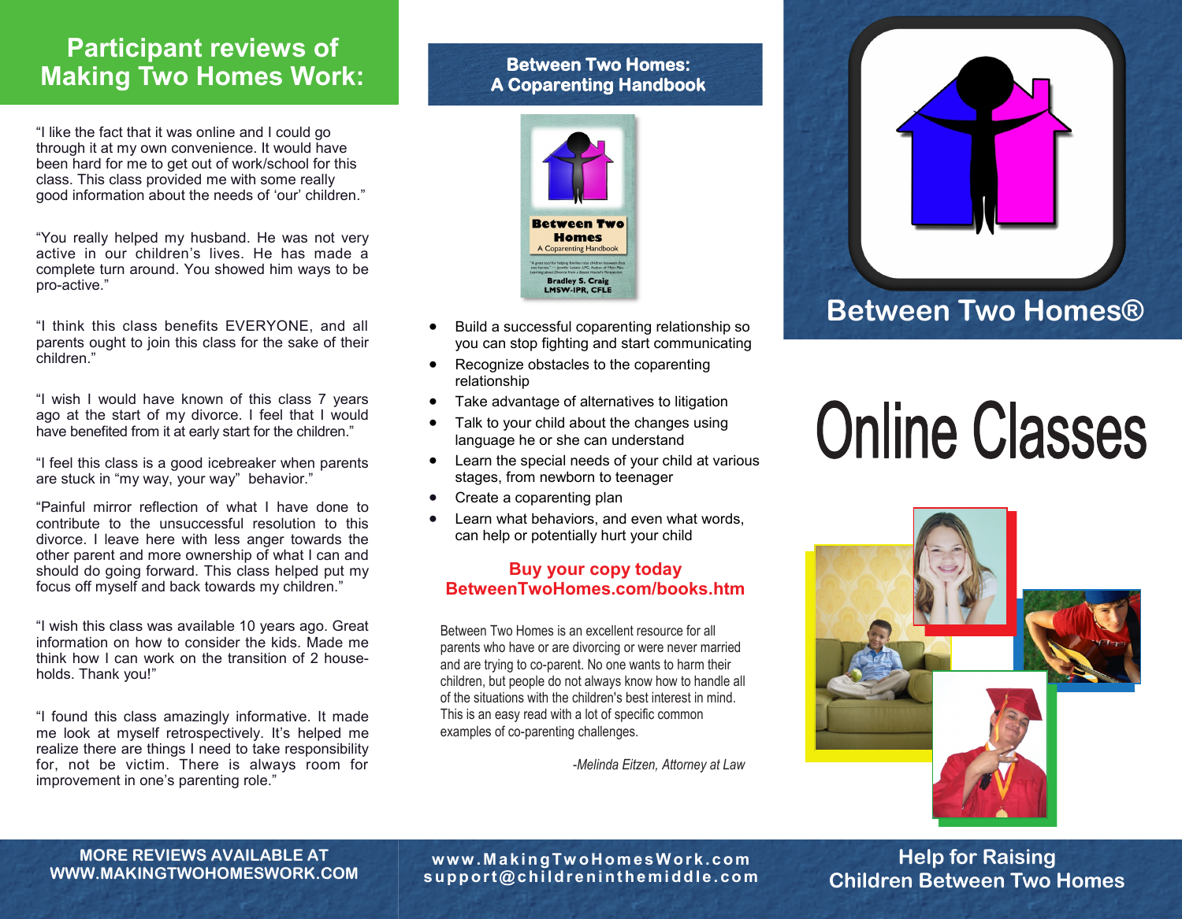## Participant reviews of Making Two Homes Work:

"I like the fact that it was online and I could go through it at my own convenience. It would have been hard for me to get out of work/school for this class. This class provided me with some really good information about the needs of 'our' children."

"You really helped my husband. He was not very active in our children's lives. He has made a complete turn around. You showed him ways to be pro-active."

"I think this class benefits EVERYONE, and all parents ought to join this class for the sake of their children."

"I wish I would have known of this class 7 years ago at the start of my divorce. I feel that I would have benefited from it at early start for the children."

"I feel this class is a good icebreaker when parents are stuck in "my way, your way" behavior."

"Painful mirror reflection of what I have done to contribute to the unsuccessful resolution to this divorce. I leave here with less anger towards the other parent and more ownership of what I can and should do going forward. This class helped put my focus off myself and back towards my children."

"I wish this class was available 10 years ago. Great information on how to consider the kids. Made me think how I can work on the transition of 2 households. Thank you!"

"I found this class amazingly informative. It made me look at myself retrospectively. It's helped me realize there are things I need to take responsibility for, not be victim. There is always room for improvement in one's parenting role."

**MORE REVIEWS AVAILABLE AT WWW.MAKINGTWOHOMESWORK.COM**

## Between Two Homes: A Coparenting Handbook

- Build a successful coparenting relationship so you can stop fighting and start communicating
- Recognize obstacles to the coparenting relationship
- Take advantage of alternatives to litigation
- Talk to your child about the changes using language he or she can understand
- Learn the special needs of your child at various stages, from newborn to teenager
- Create a coparenting plan
- Learn what behaviors, and even what words, can help or potentially hurt your child

**Buy your copy today**
**BetweenTwoHomes.com/books.htm**

Between Two Homes is an excellent resource for all parents who have or are divorcing or were never married and are trying to co-parent. No one wants to harm their children, but people do not always know how to handle all of the situations with the children's best interest in mind. This is an easy read with a lot of specific common examples of co-parenting challenges.

*-Melinda Eitzen, Attorney at Law*

**www.MakingTwoHomesWork.com**
**support@childreninthemiddle.com**

# Between Two Homes®

# Online Classes

**Help for Raising Children Between Two Homes**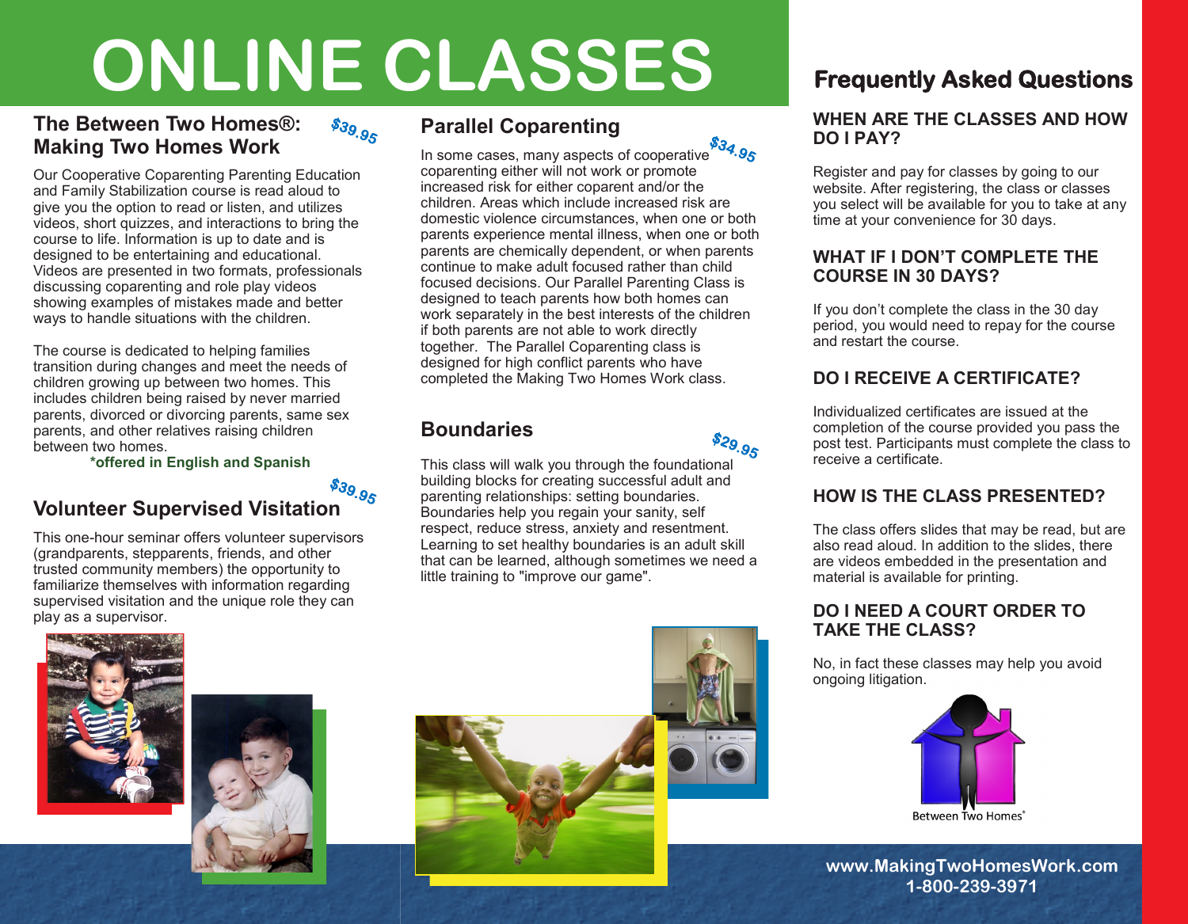# ONLINE CLASSES

## The Between Two Homes®: Making Two Homes Work

$39.95

Our Cooperative Coparenting Parenting Education and Family Stabilization course is read aloud to give you the option to read or listen, and utilizes videos, short quizzes, and interactions to bring the course to life. Information is up to date and is designed to be entertaining and educational. Videos are presented in two formats, professionals discussing coparenting and role play videos showing examples of mistakes made and better ways to handle situations with the children.

The course is dedicated to helping families transition during changes and meet the needs of children growing up between two homes. This includes children being raised by never married parents, divorced or divorcing parents, same sex parents, and other relatives raising children between two homes.

**\*offered in English and Spanish**

## Volunteer Supervised Visitation

$39.95

This one-hour seminar offers volunteer supervisors (grandparents, stepparents, friends, and other trusted community members) the opportunity to familiarize themselves with information regarding supervised visitation and the unique role they can play as a supervisor.

## Parallel Coparenting

$34.95

In some cases, many aspects of cooperative coparenting either will not work or promote increased risk for either coparent and/or the children. Areas which include increased risk are domestic violence circumstances, when one or both parents experience mental illness, when one or both parents are chemically dependent, or when parents continue to make adult focused rather than child focused decisions. Our Parallel Parenting Class is designed to teach parents how both homes can work separately in the best interests of the children if both parents are not able to work directly together. The Parallel Coparenting class is designed for high conflict parents who have completed the Making Two Homes Work class.

## Boundaries

$29.95

This class will walk you through the foundational building blocks for creating successful adult and parenting relationships: setting boundaries. Boundaries help you regain your sanity, self respect, reduce stress, anxiety and resentment. Learning to set healthy boundaries is an adult skill that can be learned, although sometimes we need a little training to "improve our game".

# Frequently Asked Questions

### WHEN ARE THE CLASSES AND HOW DO I PAY?

Register and pay for classes by going to our website. After registering, the class or classes you select will be available for you to take at any time at your convenience for 30 days.

### WHAT IF I DON'T COMPLETE THE COURSE IN 30 DAYS?

If you don't complete the class in the 30 day period, you would need to repay for the course and restart the course.

### DO I RECEIVE A CERTIFICATE?

Individualized certificates are issued at the completion of the course provided you pass the post test. Participants must complete the class to receive a certificate.

### HOW IS THE CLASS PRESENTED?

The class offers slides that may be read, but are also read aloud. In addition to the slides, there are videos embedded in the presentation and material is available for printing.

### DO I NEED A COURT ORDER TO TAKE THE CLASS?

No, in fact these classes may help you avoid ongoing litigation.

Between Two Homes®

**www.MakingTwoHomesWork.com**
**1-800-239-3971**